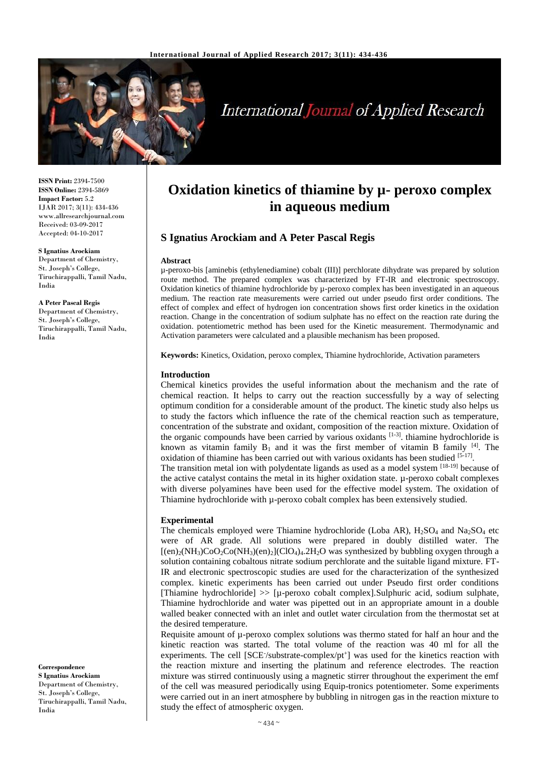# Oxidation kinetics of thiamine by µ- peroxo complex in aqueous medium

## S Ignatius Arockiam and A Peter Pascal Regis

**ISSN Print:** 2394-7500
**ISSN Online:** 2394-5869
**Impact Factor:** 5.2
IJAR 2017; 3(11): 434-436
www.allresearchjournal.com
Received: 03-09-2017
Accepted: 04-10-2017

**S Ignatius Arockiam**
Department of Chemistry, St. Joseph's College, Tiruchirappalli, Tamil Nadu, India

**A Peter Pascal Regis**
Department of Chemistry, St. Joseph's College, Tiruchirappalli, Tamil Nadu, India

**Correspondence**
**S Ignatius Arockiam**
Department of Chemistry, St. Joseph's College, Tiruchirappalli, Tamil Nadu, India

### Abstract

µ-peroxo-bis [aminebis (ethylenediamine) cobalt (III)] perchlorate dihydrate was prepared by solution route method. The prepared complex was characterized by FT-IR and electronic spectroscopy. Oxidation kinetics of thiamine hydrochloride by µ-peroxo complex has been investigated in an aqueous medium. The reaction rate measurements were carried out under pseudo first order conditions. The effect of complex and effect of hydrogen ion concentration shows first order kinetics in the oxidation reaction. Change in the concentration of sodium sulphate has no effect on the reaction rate during the oxidation. potentiometric method has been used for the Kinetic measurement. Thermodynamic and Activation parameters were calculated and a plausible mechanism has been proposed.

**Keywords:** Kinetics, Oxidation, peroxo complex, Thiamine hydrochloride, Activation parameters

### Introduction

Chemical kinetics provides the useful information about the mechanism and the rate of chemical reaction. It helps to carry out the reaction successfully by a way of selecting optimum condition for a considerable amount of the product. The kinetic study also helps us to study the factors which influence the rate of the chemical reaction such as temperature, concentration of the substrate and oxidant, composition of the reaction mixture. Oxidation of the organic compounds have been carried by various oxidants [1-3]. thiamine hydrochloride is known as vitamin family $B_1$ and it was the first member of vitamin B family [4]. The oxidation of thiamine has been carried out with various oxidants has been studied [5-17].

The transition metal ion with polydentate ligands as used as a model system [18-19] because of the active catalyst contains the metal in its higher oxidation state. µ-peroxo cobalt complexes with diverse polyamines have been used for the effective model system. The oxidation of Thiamine hydrochloride with µ-peroxo cobalt complex has been extensively studied.

### Experimental

The chemicals employed were Thiamine hydrochloride (Loba AR), $H_2SO_4$ and $Na_2SO_4$ etc were of AR grade. All solutions were prepared in doubly distilled water. The $[(en)_2(NH_3)CoO_2Co(NH_3)(en)_2](ClO_4)_4.2H_2O$ was synthesized by bubbling oxygen through a solution containing cobaltous nitrate sodium perchlorate and the suitable ligand mixture. FT-IR and electronic spectroscopic studies are used for the characterization of the synthesized complex. kinetic experiments has been carried out under Pseudo first order conditions [Thiamine hydrochloride] >> [µ-peroxo cobalt complex].Sulphuric acid, sodium sulphate, Thiamine hydrochloride and water was pipetted out in an appropriate amount in a double walled beaker connected with an inlet and outlet water circulation from the thermostat set at the desired temperature.

Requisite amount of µ-peroxo complex solutions was thermo stated for half an hour and the kinetic reaction was started. The total volume of the reaction was 40 ml for all the experiments. The cell [$SCE^-$/substrate-complex/$pt^+$] was used for the kinetics reaction with the reaction mixture and inserting the platinum and reference electrodes. The reaction mixture was stirred continuously using a magnetic stirrer throughout the experiment the emf of the cell was measured periodically using Equip-tronics potentiometer. Some experiments were carried out in an inert atmosphere by bubbling in nitrogen gas in the reaction mixture to study the effect of atmospheric oxygen.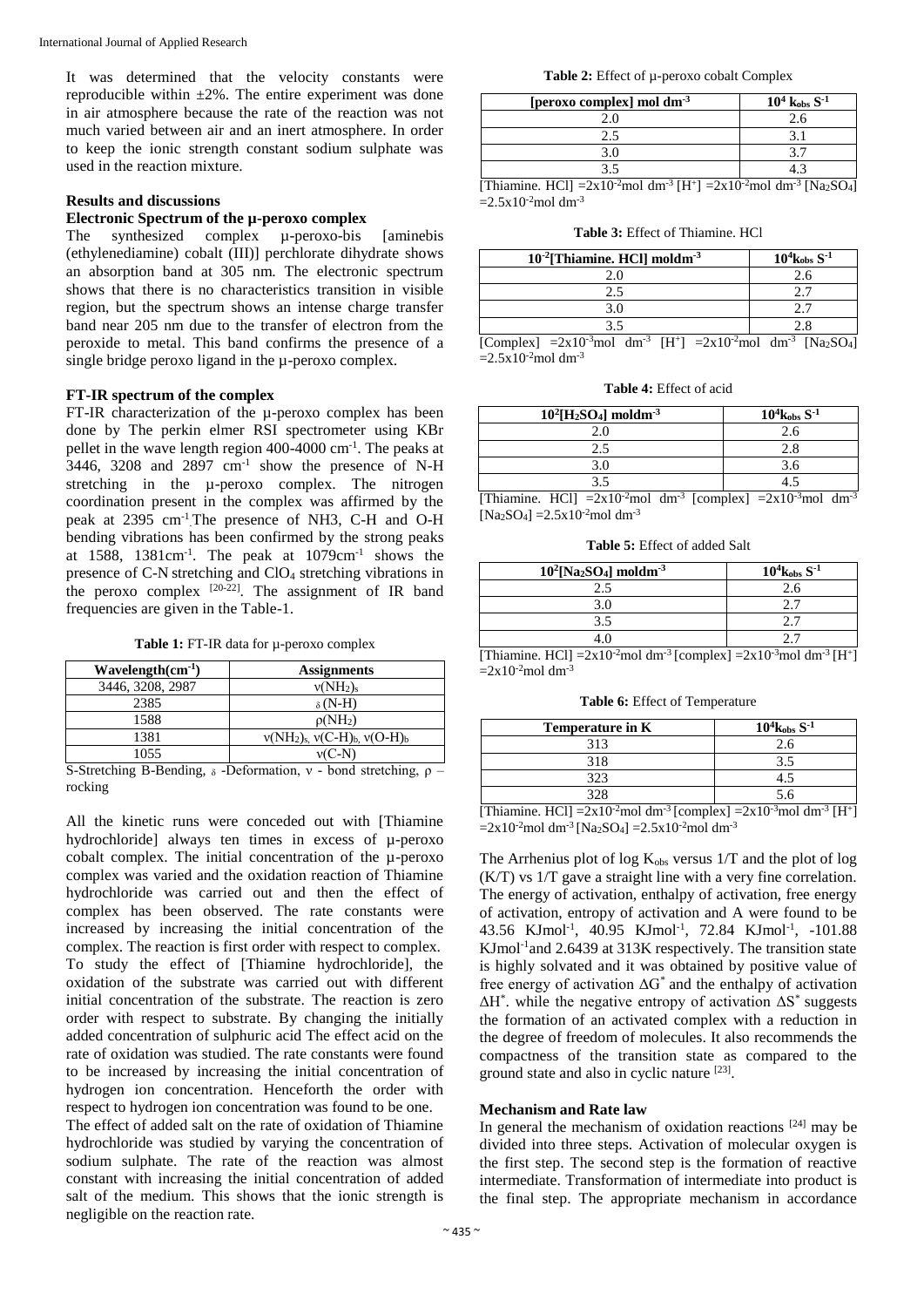It was determined that the velocity constants were reproducible within ±2%. The entire experiment was done in air atmosphere because the rate of the reaction was not much varied between air and an inert atmosphere. In order to keep the ionic strength constant sodium sulphate was used in the reaction mixture.

## Results and discussions

### Electronic Spectrum of the µ-peroxo complex

The synthesized complex µ-peroxo-bis [aminebis (ethylenediamine) cobalt (III)] perchlorate dihydrate shows an absorption band at 305 nm. The electronic spectrum shows that there is no characteristics transition in visible region, but the spectrum shows an intense charge transfer band near 205 nm due to the transfer of electron from the peroxide to metal. This band confirms the presence of a single bridge peroxo ligand in the µ-peroxo complex.

### FT-IR spectrum of the complex

FT-IR characterization of the µ-peroxo complex has been done by The perkin elmer RSI spectrometer using KBr pellet in the wave length region 400-4000 $cm^{-1}$. The peaks at 3446, 3208 and 2897 $cm^{-1}$ show the presence of N-H stretching in the µ-peroxo complex. The nitrogen coordination present in the complex was affirmed by the peak at 2395 $cm^{-1}$. The presence of NH3, C-H and O-H bending vibrations has been confirmed by the strong peaks at 1588, 1381$cm^{-1}$. The peak at 1079$cm^{-1}$ shows the presence of C-N stretching and $ClO_4$ stretching vibrations in the peroxo complex [20-22]. The assignment of IR band frequencies are given in the Table-1.

**Table 1:** FT-IR data for µ-peroxo complex

| Wavelength($cm^{-1}$) | Assignments |
|---|---|
| 3446, 3208, 2987 | $\nu(NH_2)_s$ |
| 2385 | $_\delta$(N-H) |
| 1588 | $\rho(NH_2)$ |
| 1381 | $\nu(NH_2)_s$, $\nu(C\text{-}H)_b$, $\nu(O\text{-}H)_b$ |
| 1055 | $\nu$(C-N) |

S-Stretching B-Bending, $_\delta$ -Deformation, ν - bond stretching, ρ – rocking

All the kinetic runs were conceded out with [Thiamine hydrochloride] always ten times in excess of µ-peroxo cobalt complex. The initial concentration of the µ-peroxo complex was varied and the oxidation reaction of Thiamine hydrochloride was carried out and then the effect of complex has been observed. The rate constants were increased by increasing the initial concentration of the complex. The reaction is first order with respect to complex. To study the effect of [Thiamine hydrochloride], the oxidation of the substrate was carried out with different initial concentration of the substrate. The reaction is zero order with respect to substrate. By changing the initially added concentration of sulphuric acid The effect acid on the rate of oxidation was studied. The rate constants were found to be increased by increasing the initial concentration of hydrogen ion concentration. Henceforth the order with respect to hydrogen ion concentration was found to be one.

The effect of added salt on the rate of oxidation of Thiamine hydrochloride was studied by varying the concentration of sodium sulphate. The rate of the reaction was almost constant with increasing the initial concentration of added salt of the medium. This shows that the ionic strength is negligible on the reaction rate.

**Table 2:** Effect of µ-peroxo cobalt Complex

| [peroxo complex] mol $dm^{-3}$ | $10^4$ $k_{obs}$ $S^{-1}$ |
|---|---|
| 2.0 | 2.6 |
| 2.5 | 3.1 |
| 3.0 | 3.7 |
| 3.5 | 4.3 |

[Thiamine. HCl] =$2x10^{-2}$mol $dm^{-3}$ [$H^+$] =$2x10^{-2}$mol $dm^{-3}$ [$Na_2SO_4$] =$2.5x10^{-2}$mol $dm^{-3}$

**Table 3:** Effect of Thiamine. HCl

| $10^{-2}$[Thiamine. HCl] mol$dm^{-3}$ | $10^4$$k_{obs}$ $S^{-1}$ |
|---|---|
| 2.0 | 2.6 |
| 2.5 | 2.7 |
| 3.0 | 2.7 |
| 3.5 | 2.8 |

[Complex] =$2x10^{-3}$mol $dm^{-3}$ [$H^+$] =$2x10^{-2}$mol $dm^{-3}$ [$Na_2SO_4$] =$2.5x10^{-2}$mol $dm^{-3}$

**Table 4:** Effect of acid

| $10^2$[$H_2SO_4$] mol$dm^{-3}$ | $10^4$$k_{obs}$ $S^{-1}$ |
|---|---|
| 2.0 | 2.6 |
| 2.5 | 2.8 |
| 3.0 | 3.6 |
| 3.5 | 4.5 |

[Thiamine. HCl] =$2x10^{-2}$mol $dm^{-3}$ [complex] =$2x10^{-3}$mol $dm^{-3}$ [$Na_2SO_4$] =$2.5x10^{-2}$mol $dm^{-3}$

**Table 5:** Effect of added Salt

| $10^2$[$Na_2SO_4$] mol$dm^{-3}$ | $10^4$$k_{obs}$ $S^{-1}$ |
|---|---|
| 2.5 | 2.6 |
| 3.0 | 2.7 |
| 3.5 | 2.7 |
| 4.0 | 2.7 |

[Thiamine. HCl] =$2x10^{-2}$mol $dm^{-3}$ [complex] =$2x10^{-3}$mol $dm^{-3}$ [$H^+$] =$2x10^{-2}$mol $dm^{-3}$

**Table 6:** Effect of Temperature

| Temperature in K | $10^4$$k_{obs}$ $S^{-1}$ |
|---|---|
| 313 | 2.6 |
| 318 | 3.5 |
| 323 | 4.5 |
| 328 | 5.6 |

[Thiamine. HCl] =$2x10^{-2}$mol $dm^{-3}$ [complex] =$2x10^{-3}$mol $dm^{-3}$ [$H^+$] =$2x10^{-2}$mol $dm^{-3}$ [$Na_2SO_4$] =$2.5x10^{-2}$mol $dm^{-3}$

The Arrhenius plot of log $K_{obs}$ versus 1/T and the plot of log (K/T) vs 1/T gave a straight line with a very fine correlation. The energy of activation, enthalpy of activation, free energy of activation, entropy of activation and A were found to be 43.56 KJ$mol^{-1}$, 40.95 KJ$mol^{-1}$, 72.84 KJ$mol^{-1}$, -101.88 KJ$mol^{-1}$and 2.6439 at 313K respectively. The transition state is highly solvated and it was obtained by positive value of free energy of activation $\Delta G^*$ and the enthalpy of activation $\Delta H^*$. while the negative entropy of activation $\Delta S^*$ suggests the formation of an activated complex with a reduction in the degree of freedom of molecules. It also recommends the compactness of the transition state as compared to the ground state and also in cyclic nature [23].

### Mechanism and Rate law

In general the mechanism of oxidation reactions [24] may be divided into three steps. Activation of molecular oxygen is the first step. The second step is the formation of reactive intermediate. Transformation of intermediate into product is the final step. The appropriate mechanism in accordance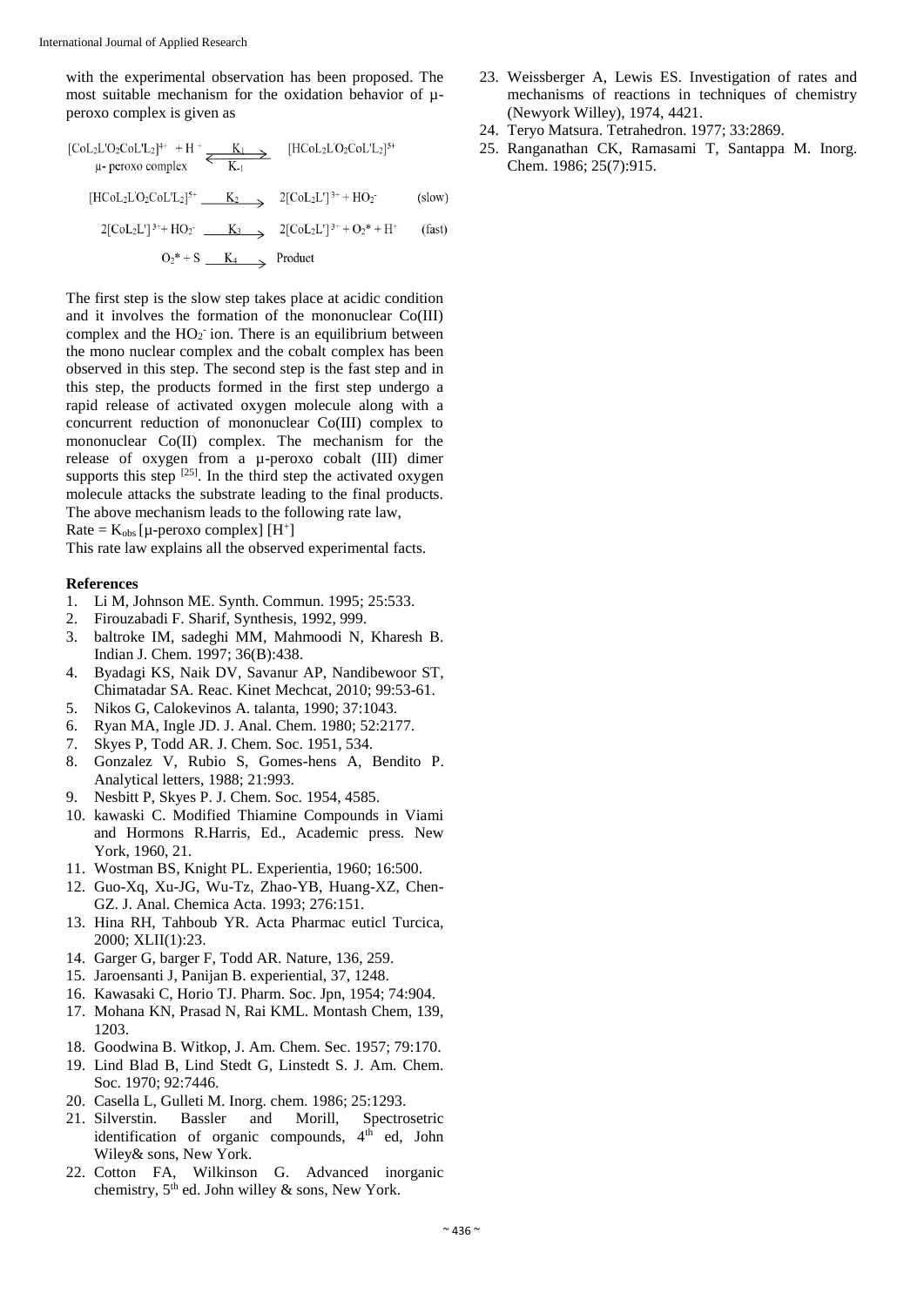with the experimental observation has been proposed. The most suitable mechanism for the oxidation behavior of μ-peroxo complex is given as

$$[CoL_2L'O_2CoL'L_2]^{4+} + H^+ \underset{K_{-1}}{\overset{K_1}{\rightleftharpoons}} [HCoL_2L'O_2CoL'L_2]^{5+}$$

μ- peroxo complex

$$[HCoL_2L'O_2CoL'L_2]^{5+} \xrightarrow{K_2} 2[CoL_2L']^{3+} + HO_2^- \quad \text{(slow)}$$

$$2[CoL_2L']^{3+} + HO_2^- \xrightarrow{K_3} 2[CoL_2L']^{3+} + O_2^* + H^+ \quad \text{(fast)}$$

$$O_2^* + S \xrightarrow{K_4} \text{Product}$$

The first step is the slow step takes place at acidic condition and it involves the formation of the mononuclear Co(III) complex and the $HO_2^-$ ion. There is an equilibrium between the mono nuclear complex and the cobalt complex has been observed in this step. The second step is the fast step and in this step, the products formed in the first step undergo a rapid release of activated oxygen molecule along with a concurrent reduction of mononuclear Co(III) complex to mononuclear Co(II) complex. The mechanism for the release of oxygen from a μ-peroxo cobalt (III) dimer supports this step [25]. In the third step the activated oxygen molecule attacks the substrate leading to the final products. The above mechanism leads to the following rate law,

Rate = $K_{obs}$ [μ-peroxo complex] [$H^+$]

This rate law explains all the observed experimental facts.

## References

1. Li M, Johnson ME. Synth. Commun. 1995; 25:533.
2. Firouzabadi F. Sharif, Synthesis, 1992, 999.
3. baltroke IM, sadeghi MM, Mahmoodi N, Kharesh B. Indian J. Chem. 1997; 36(B):438.
4. Byadagi KS, Naik DV, Savanur AP, Nandibewoor ST, Chimatadar SA. Reac. Kinet Mechcat, 2010; 99:53-61.
5. Nikos G, Calokevinos A. talanta, 1990; 37:1043.
6. Ryan MA, Ingle JD. J. Anal. Chem. 1980; 52:2177.
7. Skyes P, Todd AR. J. Chem. Soc. 1951, 534.
8. Gonzalez V, Rubio S, Gomes-hens A, Bendito P. Analytical letters, 1988; 21:993.
9. Nesbitt P, Skyes P. J. Chem. Soc. 1954, 4585.
10. kawaski C. Modified Thiamine Compounds in Viami and Hormons R.Harris, Ed., Academic press. New York, 1960, 21.
11. Wostman BS, Knight PL. Experientia, 1960; 16:500.
12. Guo-Xq, Xu-JG, Wu-Tz, Zhao-YB, Huang-XZ, Chen-GZ. J. Anal. Chemica Acta. 1993; 276:151.
13. Hina RH, Tahboub YR. Acta Pharmac euticl Turcica, 2000; XLII(1):23.
14. Garger G, barger F, Todd AR. Nature, 136, 259.
15. Jaroensanti J, Panijan B. experiential, 37, 1248.
16. Kawasaki C, Horio TJ. Pharm. Soc. Jpn, 1954; 74:904.
17. Mohana KN, Prasad N, Rai KML. Montash Chem, 139, 1203.
18. Goodwina B. Witkop, J. Am. Chem. Sec. 1957; 79:170.
19. Lind Blad B, Lind Stedt G, Linstedt S. J. Am. Chem. Soc. 1970; 92:7446.
20. Casella L, Gulleti M. Inorg. chem. 1986; 25:1293.
21. Silverstin. Bassler and Morill, Spectrosetric identification of organic compounds, 4th ed, John Wiley& sons, New York.
22. Cotton FA, Wilkinson G. Advanced inorganic chemistry, 5th ed. John willey & sons, New York.
23. Weissberger A, Lewis ES. Investigation of rates and mechanisms of reactions in techniques of chemistry (Newyork Willey), 1974, 4421.
24. Teryo Matsura. Tetrahedron. 1977; 33:2869.
25. Ranganathan CK, Ramasami T, Santappa M. Inorg. Chem. 1986; 25(7):915.